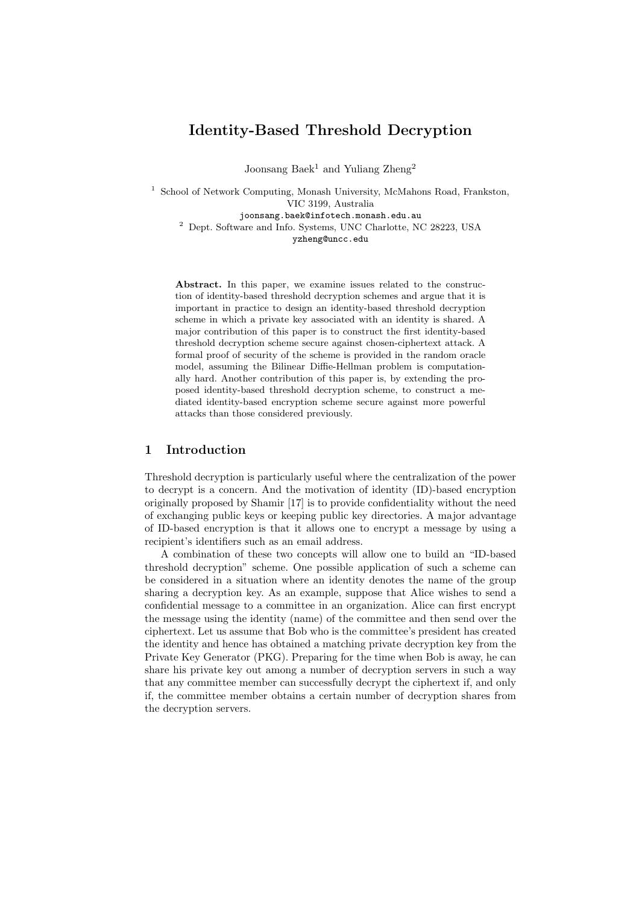# Identity-Based Threshold Decryption

Joonsang Baek[1] and Yuliang Zheng[2]

[1] School of Network Computing, Monash University, McMahons Road, Frankston, VIC 3199, Australia
joonsang.baek@infotech.monash.edu.au

[2] Dept. Software and Info. Systems, UNC Charlotte, NC 28223, USA
yzheng@uncc.edu

**Abstract.** In this paper, we examine issues related to the construction of identity-based threshold decryption schemes and argue that it is important in practice to design an identity-based threshold decryption scheme in which a private key associated with an identity is shared. A major contribution of this paper is to construct the first identity-based threshold decryption scheme secure against chosen-ciphertext attack. A formal proof of security of the scheme is provided in the random oracle model, assuming the Bilinear Diffie-Hellman problem is computationally hard. Another contribution of this paper is, by extending the proposed identity-based threshold decryption scheme, to construct a mediated identity-based encryption scheme secure against more powerful attacks than those considered previously.

## 1 Introduction

Threshold decryption is particularly useful where the centralization of the power to decrypt is a concern. And the motivation of identity (ID)-based encryption originally proposed by Shamir [17] is to provide confidentiality without the need of exchanging public keys or keeping public key directories. A major advantage of ID-based encryption is that it allows one to encrypt a message by using a recipient's identifiers such as an email address.

A combination of these two concepts will allow one to build an "ID-based threshold decryption" scheme. One possible application of such a scheme can be considered in a situation where an identity denotes the name of the group sharing a decryption key. As an example, suppose that Alice wishes to send a confidential message to a committee in an organization. Alice can first encrypt the message using the identity (name) of the committee and then send over the ciphertext. Let us assume that Bob who is the committee's president has created the identity and hence has obtained a matching private decryption key from the Private Key Generator (PKG). Preparing for the time when Bob is away, he can share his private key out among a number of decryption servers in such a way that any committee member can successfully decrypt the ciphertext if, and only if, the committee member obtains a certain number of decryption shares from the decryption servers.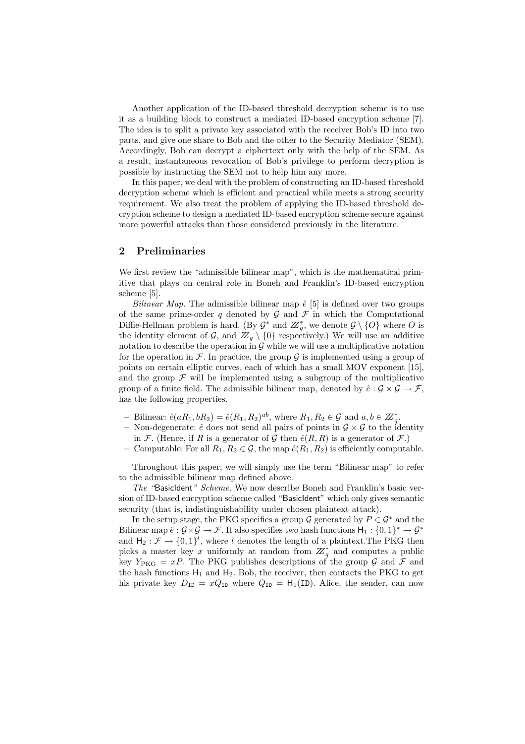Another application of the ID-based threshold decryption scheme is to use it as a building block to construct a mediated ID-based encryption scheme [7]. The idea is to split a private key associated with the receiver Bob's ID into two parts, and give one share to Bob and the other to the Security Mediator (SEM). Accordingly, Bob can decrypt a ciphertext only with the help of the SEM. As a result, instantaneous revocation of Bob's privilege to perform decryption is possible by instructing the SEM not to help him any more.

In this paper, we deal with the problem of constructing an ID-based threshold decryption scheme which is efficient and practical while meets a strong security requirement. We also treat the problem of applying the ID-based threshold decryption scheme to design a mediated ID-based encryption scheme secure against more powerful attacks than those considered previously in the literature.

## 2 Preliminaries

We first review the "admissible bilinear map", which is the mathematical primitive that plays on central role in Boneh and Franklin's ID-based encryption scheme [5].

*Bilinear Map.* The admissible bilinear map $\hat{e}$ [5] is defined over two groups of the same prime-order $q$ denoted by $\mathcal{G}$ and $\mathcal{F}$ in which the Computational Diffie-Hellman problem is hard. (By $\mathcal{G}^*$ and $\mathbb{Z}_q^*$, we denote $\mathcal{G} \setminus \{O\}$ where $O$ is the identity element of $\mathcal{G}$, and $\mathbb{Z}_q \setminus \{0\}$ respectively.) We will use an additive notation to describe the operation in $\mathcal{G}$ while we will use a multiplicative notation for the operation in $\mathcal{F}$. In practice, the group $\mathcal{G}$ is implemented using a group of points on certain elliptic curves, each of which has a small MOV exponent [15], and the group $\mathcal{F}$ will be implemented using a subgroup of the multiplicative group of a finite field. The admissible bilinear map, denoted by $\hat{e} : \mathcal{G} \times \mathcal{G} \rightarrow \mathcal{F}$, has the following properties.

- Bilinear: $\hat{e}(aR_1, bR_2) = \hat{e}(R_1, R_2)^{ab}$, where $R_1, R_2 \in \mathcal{G}$ and $a, b \in \mathbb{Z}_q^*$.
- Non-degenerate: $\hat{e}$ does not send all pairs of points in $\mathcal{G} \times \mathcal{G}$ to the identity in $\mathcal{F}$. (Hence, if $R$ is a generator of $\mathcal{G}$ then $\hat{e}(R, R)$ is a generator of $\mathcal{F}$.)
- Computable: For all $R_1, R_2 \in \mathcal{G}$, the map $\hat{e}(R_1, R_2)$ is efficiently computable.

Throughout this paper, we will simply use the term "Bilinear map" to refer to the admissible bilinear map defined above.

*The "*BasicIdent*" Scheme.* We now describe Boneh and Franklin's basic version of ID-based encryption scheme called "BasicIdent" which only gives semantic security (that is, indistinguishability under chosen plaintext attack).

In the setup stage, the PKG specifies a group $\mathcal{G}$ generated by $P \in \mathcal{G}^*$ and the Bilinear map $\hat{e} : \mathcal{G} \times \mathcal{G} \rightarrow \mathcal{F}$. It also specifies two hash functions $\mathsf{H}_1 : \{0,1\}^* \rightarrow \mathcal{G}^*$ and $\mathsf{H}_2 : \mathcal{F} \rightarrow \{0,1\}^l$, where $l$ denotes the length of a plaintext.The PKG then picks a master key $x$ uniformly at random from $\mathbb{Z}_q^*$ and computes a public key $Y_{\text{PKG}} = xP$. The PKG publishes descriptions of the group $\mathcal{G}$ and $\mathcal{F}$ and the hash functions $\mathsf{H}_1$ and $\mathsf{H}_2$. Bob, the receiver, then contacts the PKG to get his private key $D_{\mathtt{ID}} = xQ_{\mathtt{ID}}$ where $Q_{\mathtt{ID}} = \mathsf{H}_1(\mathtt{ID})$. Alice, the sender, can now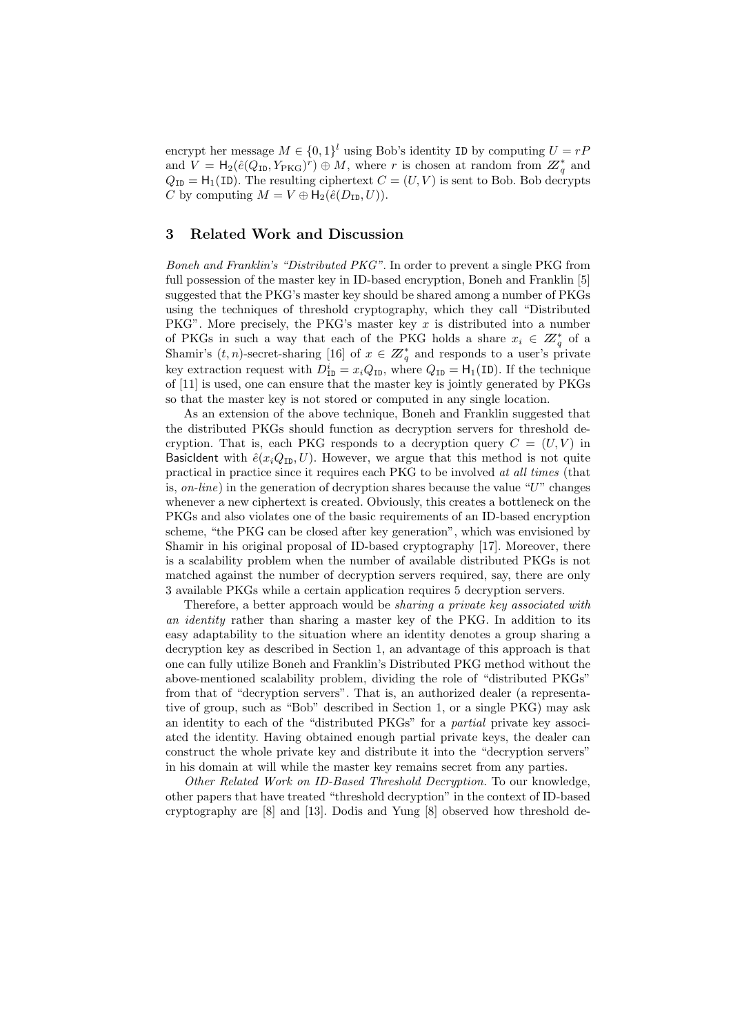encrypt her message $M \in \{0,1\}^l$ using Bob's identity $\mathtt{ID}$ by computing $U = rP$ and $V = \mathsf{H}_2(\hat{e}(Q_{\mathtt{ID}}, Y_{\mathrm{PKG}})^r) \oplus M$, where $r$ is chosen at random from $\mathbb{Z}_q^*$ and $Q_{\mathtt{ID}} = \mathsf{H}_1(\mathtt{ID})$. The resulting ciphertext $C = (U, V)$ is sent to Bob. Bob decrypts $C$ by computing $M = V \oplus \mathsf{H}_2(\hat{e}(D_{\mathtt{ID}}, U))$.

## 3 Related Work and Discussion

*Boneh and Franklin's "Distributed PKG".* In order to prevent a single PKG from full possession of the master key in ID-based encryption, Boneh and Franklin [5] suggested that the PKG's master key should be shared among a number of PKGs using the techniques of threshold cryptography, which they call "Distributed PKG". More precisely, the PKG's master key $x$ is distributed into a number of PKGs in such a way that each of the PKG holds a share $x_i \in \mathbb{Z}_q^*$ of a Shamir's $(t, n)$-secret-sharing [16] of $x \in \mathbb{Z}_q^*$ and responds to a user's private key extraction request with $D_{\mathtt{ID}}^i = x_i Q_{\mathtt{ID}}$, where $Q_{\mathtt{ID}} = \mathsf{H}_1(\mathtt{ID})$. If the technique of [11] is used, one can ensure that the master key is jointly generated by PKGs so that the master key is not stored or computed in any single location.

As an extension of the above technique, Boneh and Franklin suggested that the distributed PKGs should function as decryption servers for threshold decryption. That is, each PKG responds to a decryption query $C = (U, V)$ in BasicIdent with $\hat{e}(x_i Q_{\mathtt{ID}}, U)$. However, we argue that this method is not quite practical in practice since it requires each PKG to be involved *at all times* (that is, *on-line*) in the generation of decryption shares because the value "$U$" changes whenever a new ciphertext is created. Obviously, this creates a bottleneck on the PKGs and also violates one of the basic requirements of an ID-based encryption scheme, "the PKG can be closed after key generation", which was envisioned by Shamir in his original proposal of ID-based cryptography [17]. Moreover, there is a scalability problem when the number of available distributed PKGs is not matched against the number of decryption servers required, say, there are only 3 available PKGs while a certain application requires 5 decryption servers.

Therefore, a better approach would be *sharing a private key associated with an identity* rather than sharing a master key of the PKG. In addition to its easy adaptability to the situation where an identity denotes a group sharing a decryption key as described in Section 1, an advantage of this approach is that one can fully utilize Boneh and Franklin's Distributed PKG method without the above-mentioned scalability problem, dividing the role of "distributed PKGs" from that of "decryption servers". That is, an authorized dealer (a representative of group, such as "Bob" described in Section 1, or a single PKG) may ask an identity to each of the "distributed PKGs" for a *partial* private key associated the identity. Having obtained enough partial private keys, the dealer can construct the whole private key and distribute it into the "decryption servers" in his domain at will while the master key remains secret from any parties.

*Other Related Work on ID-Based Threshold Decryption.* To our knowledge, other papers that have treated "threshold decryption" in the context of ID-based cryptography are [8] and [13]. Dodis and Yung [8] observed how threshold de-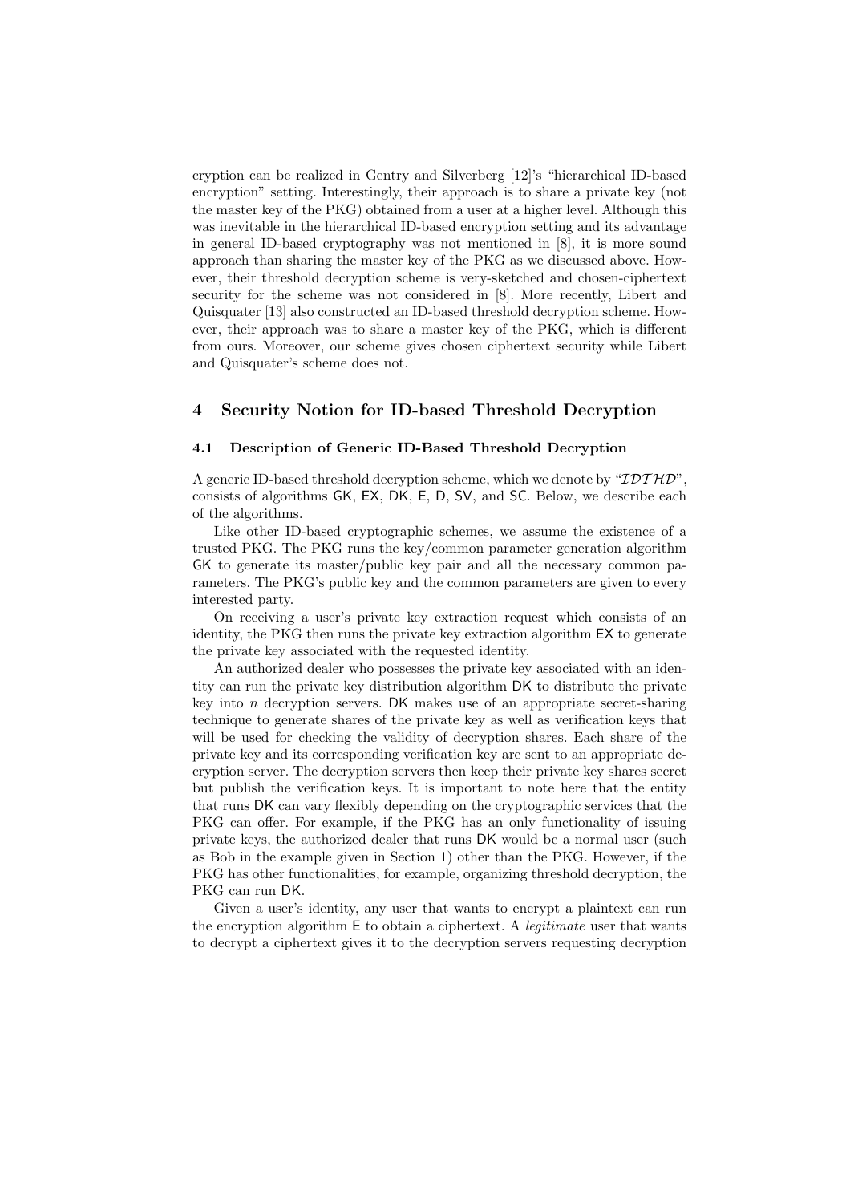cryption can be realized in Gentry and Silverberg [12]'s "hierarchical ID-based encryption" setting. Interestingly, their approach is to share a private key (not the master key of the PKG) obtained from a user at a higher level. Although this was inevitable in the hierarchical ID-based encryption setting and its advantage in general ID-based cryptography was not mentioned in [8], it is more sound approach than sharing the master key of the PKG as we discussed above. However, their threshold decryption scheme is very-sketched and chosen-ciphertext security for the scheme was not considered in [8]. More recently, Libert and Quisquater [13] also constructed an ID-based threshold decryption scheme. However, their approach was to share a master key of the PKG, which is different from ours. Moreover, our scheme gives chosen ciphertext security while Libert and Quisquater's scheme does not.

## 4 Security Notion for ID-based Threshold Decryption

### 4.1 Description of Generic ID-Based Threshold Decryption

A generic ID-based threshold decryption scheme, which we denote by "$\mathcal{IDTHD}$", consists of algorithms $\mathsf{GK}$, $\mathsf{EX}$, $\mathsf{DK}$, $\mathsf{E}$, $\mathsf{D}$, $\mathsf{SV}$, and $\mathsf{SC}$. Below, we describe each of the algorithms.

Like other ID-based cryptographic schemes, we assume the existence of a trusted PKG. The PKG runs the key/common parameter generation algorithm $\mathsf{GK}$ to generate its master/public key pair and all the necessary common parameters. The PKG's public key and the common parameters are given to every interested party.

On receiving a user's private key extraction request which consists of an identity, the PKG then runs the private key extraction algorithm $\mathsf{EX}$ to generate the private key associated with the requested identity.

An authorized dealer who possesses the private key associated with an identity can run the private key distribution algorithm $\mathsf{DK}$ to distribute the private key into $n$ decryption servers. $\mathsf{DK}$ makes use of an appropriate secret-sharing technique to generate shares of the private key as well as verification keys that will be used for checking the validity of decryption shares. Each share of the private key and its corresponding verification key are sent to an appropriate decryption server. The decryption servers then keep their private key shares secret but publish the verification keys. It is important to note here that the entity that runs $\mathsf{DK}$ can vary flexibly depending on the cryptographic services that the PKG can offer. For example, if the PKG has an only functionality of issuing private keys, the authorized dealer that runs $\mathsf{DK}$ would be a normal user (such as Bob in the example given in Section 1) other than the PKG. However, if the PKG has other functionalities, for example, organizing threshold decryption, the PKG can run $\mathsf{DK}$.

Given a user's identity, any user that wants to encrypt a plaintext can run the encryption algorithm $\mathsf{E}$ to obtain a ciphertext. A *legitimate* user that wants to decrypt a ciphertext gives it to the decryption servers requesting decryption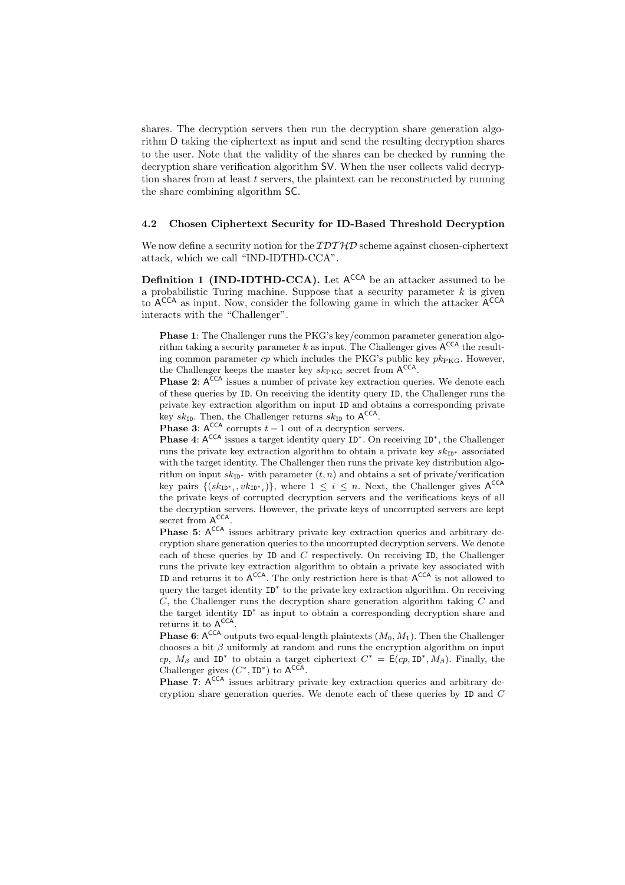shares. The decryption servers then run the decryption share generation algorithm $\mathsf{D}$ taking the ciphertext as input and send the resulting decryption shares to the user. Note that the validity of the shares can be checked by running the decryption share verification algorithm $\mathsf{SV}$. When the user collects valid decryption shares from at least $t$ servers, the plaintext can be reconstructed by running the share combining algorithm $\mathsf{SC}$.

### 4.2 Chosen Ciphertext Security for ID-Based Threshold Decryption

We now define a security notion for the $\mathcal{IDTHD}$ scheme against chosen-ciphertext attack, which we call "IND-IDTHD-CCA".

**Definition 1 (IND-IDTHD-CCA).** Let $\mathsf{A}^{\mathsf{CCA}}$ be an attacker assumed to be a probabilistic Turing machine. Suppose that a security parameter $k$ is given to $\mathsf{A}^{\mathsf{CCA}}$ as input. Now, consider the following game in which the attacker $\mathsf{A}^{\mathsf{CCA}}$ interacts with the "Challenger".

**Phase 1**: The Challenger runs the PKG's key/common parameter generation algorithm taking a security parameter $k$ as input. The Challenger gives $\mathsf{A}^{\mathsf{CCA}}$ the resulting common parameter $cp$ which includes the PKG's public key $pk_{\text{PKG}}$. However, the Challenger keeps the master key $sk_{\text{PKG}}$ secret from $\mathsf{A}^{\mathsf{CCA}}$.

**Phase 2**: $\mathsf{A}^{\mathsf{CCA}}$ issues a number of private key extraction queries. We denote each of these queries by $\mathtt{ID}$. On receiving the identity query $\mathtt{ID}$, the Challenger runs the private key extraction algorithm on input $\mathtt{ID}$ and obtains a corresponding private key $sk_{\mathtt{ID}}$. Then, the Challenger returns $sk_{\mathtt{ID}}$ to $\mathsf{A}^{\mathsf{CCA}}$.

**Phase 3**: $\mathsf{A}^{\mathsf{CCA}}$ corrupts $t-1$ out of $n$ decryption servers.

**Phase 4**: $\mathsf{A}^{\mathsf{CCA}}$ issues a target identity query $\mathtt{ID}^*$. On receiving $\mathtt{ID}^*$, the Challenger runs the private key extraction algorithm to obtain a private key $sk_{\mathtt{ID}^*}$ associated with the target identity. The Challenger then runs the private key distribution algorithm on input $sk_{\mathtt{ID}^*}$ with parameter $(t,n)$ and obtains a set of private/verification key pairs $\{(sk_{\mathtt{ID}^*_i}, vk_{\mathtt{ID}^*_i})\}$, where $1 \leq i \leq n$. Next, the Challenger gives $\mathsf{A}^{\mathsf{CCA}}$ the private keys of corrupted decryption servers and the verifications keys of all the decryption servers. However, the private keys of uncorrupted servers are kept secret from $\mathsf{A}^{\mathsf{CCA}}$.

**Phase 5**: $\mathsf{A}^{\mathsf{CCA}}$ issues arbitrary private key extraction queries and arbitrary decryption share generation queries to the uncorrupted decryption servers. We denote each of these queries by $\mathtt{ID}$ and $C$ respectively. On receiving $\mathtt{ID}$, the Challenger runs the private key extraction algorithm to obtain a private key associated with $\mathtt{ID}$ and returns it to $\mathsf{A}^{\mathsf{CCA}}$. The only restriction here is that $\mathsf{A}^{\mathsf{CCA}}$ is not allowed to query the target identity $\mathtt{ID}^*$ to the private key extraction algorithm. On receiving $C$, the Challenger runs the decryption share generation algorithm taking $C$ and the target identity $\mathtt{ID}^*$ as input to obtain a corresponding decryption share and returns it to $\mathsf{A}^{\mathsf{CCA}}$.

**Phase 6**: $\mathsf{A}^{\mathsf{CCA}}$ outputs two equal-length plaintexts $(M_0, M_1)$. Then the Challenger chooses a bit $\beta$ uniformly at random and runs the encryption algorithm on input $cp$, $M_\beta$ and $\mathtt{ID}^*$ to obtain a target ciphertext $C^* = \mathsf{E}(cp, \mathtt{ID}^*, M_\beta)$. Finally, the Challenger gives $(C^*, \mathtt{ID}^*)$ to $\mathsf{A}^{\mathsf{CCA}}$.

**Phase 7**: $\mathsf{A}^{\mathsf{CCA}}$ issues arbitrary private key extraction queries and arbitrary decryption share generation queries. We denote each of these queries by $\mathtt{ID}$ and $C$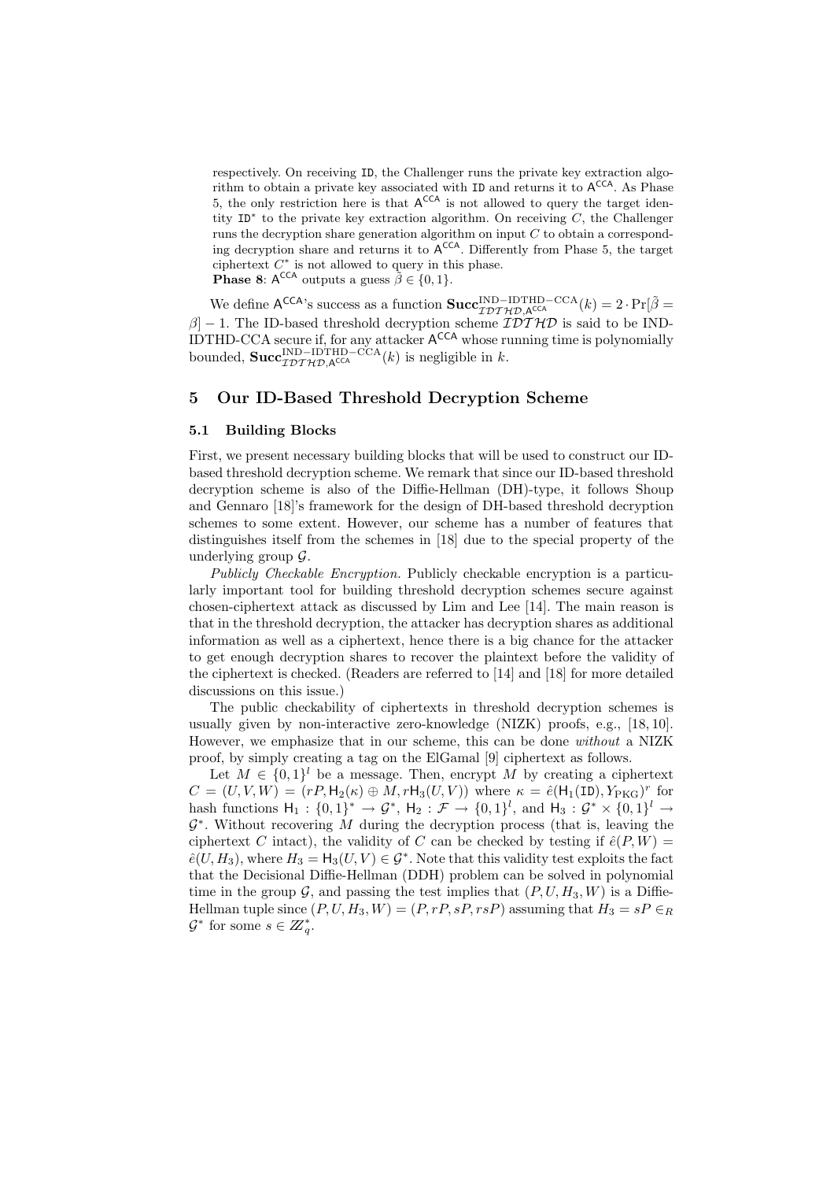respectively. On receiving ID, the Challenger runs the private key extraction algorithm to obtain a private key associated with ID and returns it to $\mathsf{A}^{\mathsf{CCA}}$. As Phase 5, the only restriction here is that $\mathsf{A}^{\mathsf{CCA}}$ is not allowed to query the target identity $\mathtt{ID}^*$ to the private key extraction algorithm. On receiving $C$, the Challenger runs the decryption share generation algorithm on input $C$ to obtain a corresponding decryption share and returns it to $\mathsf{A}^{\mathsf{CCA}}$. Differently from Phase 5, the target ciphertext $C^*$ is not allowed to query in this phase.
**Phase 8**: $\mathsf{A}^{\mathsf{CCA}}$ outputs a guess $\tilde{\beta} \in \{0, 1\}$.

We define $\mathsf{A}^{\mathsf{CCA}}$'s success as a function $\mathbf{Succ}^{\mathrm{IND-IDTHD-CCA}}_{\mathcal{IDTHD},\mathsf{A}^{\mathsf{CCA}}}(k) = 2 \cdot \Pr[\tilde{\beta} = \beta] - 1$. The ID-based threshold decryption scheme $\mathcal{IDTHD}$ is said to be IND-IDTHD-CCA secure if, for any attacker $\mathsf{A}^{\mathsf{CCA}}$ whose running time is polynomially bounded, $\mathbf{Succ}^{\mathrm{IND-IDTHD-CCA}}_{\mathcal{IDTHD},\mathsf{A}^{\mathsf{CCA}}}(k)$ is negligible in $k$.

## 5 Our ID-Based Threshold Decryption Scheme

### 5.1 Building Blocks

First, we present necessary building blocks that will be used to construct our ID-based threshold decryption scheme. We remark that since our ID-based threshold decryption scheme is also of the Diffie-Hellman (DH)-type, it follows Shoup and Gennaro [18]'s framework for the design of DH-based threshold decryption schemes to some extent. However, our scheme has a number of features that distinguishes itself from the schemes in [18] due to the special property of the underlying group $\mathcal{G}$.

*Publicly Checkable Encryption.* Publicly checkable encryption is a particularly important tool for building threshold decryption schemes secure against chosen-ciphertext attack as discussed by Lim and Lee [14]. The main reason is that in the threshold decryption, the attacker has decryption shares as additional information as well as a ciphertext, hence there is a big chance for the attacker to get enough decryption shares to recover the plaintext before the validity of the ciphertext is checked. (Readers are referred to [14] and [18] for more detailed discussions on this issue.)

The public checkability of ciphertexts in threshold decryption schemes is usually given by non-interactive zero-knowledge (NIZK) proofs, e.g., [18, 10]. However, we emphasize that in our scheme, this can be done *without* a NIZK proof, by simply creating a tag on the ElGamal [9] ciphertext as follows.

Let $M \in \{0, 1\}^l$ be a message. Then, encrypt $M$ by creating a ciphertext $C = (U, V, W) = (rP, \mathsf{H}_2(\kappa) \oplus M, r\mathsf{H}_3(U, V))$ where $\kappa = \hat{e}(\mathsf{H}_1(\mathtt{ID}), Y_{\mathrm{PKG}})^r$ for hash functions $\mathsf{H}_1 : \{0, 1\}^* \rightarrow \mathcal{G}^*$, $\mathsf{H}_2 : \mathcal{F} \rightarrow \{0, 1\}^l$, and $\mathsf{H}_3 : \mathcal{G}^* \times \{0, 1\}^l \rightarrow \mathcal{G}^*$. Without recovering $M$ during the decryption process (that is, leaving the ciphertext $C$ intact), the validity of $C$ can be checked by testing if $\hat{e}(P, W) = \hat{e}(U, H_3)$, where $H_3 = \mathsf{H}_3(U, V) \in \mathcal{G}^*$. Note that this validity test exploits the fact that the Decisional Diffie-Hellman (DDH) problem can be solved in polynomial time in the group $\mathcal{G}$, and passing the test implies that $(P, U, H_3, W)$ is a Diffie-Hellman tuple since $(P, U, H_3, W) = (P, rP, sP, rsP)$ assuming that $H_3 = sP \in_R \mathcal{G}^*$ for some $s \in \mathbb{Z}_q^*$.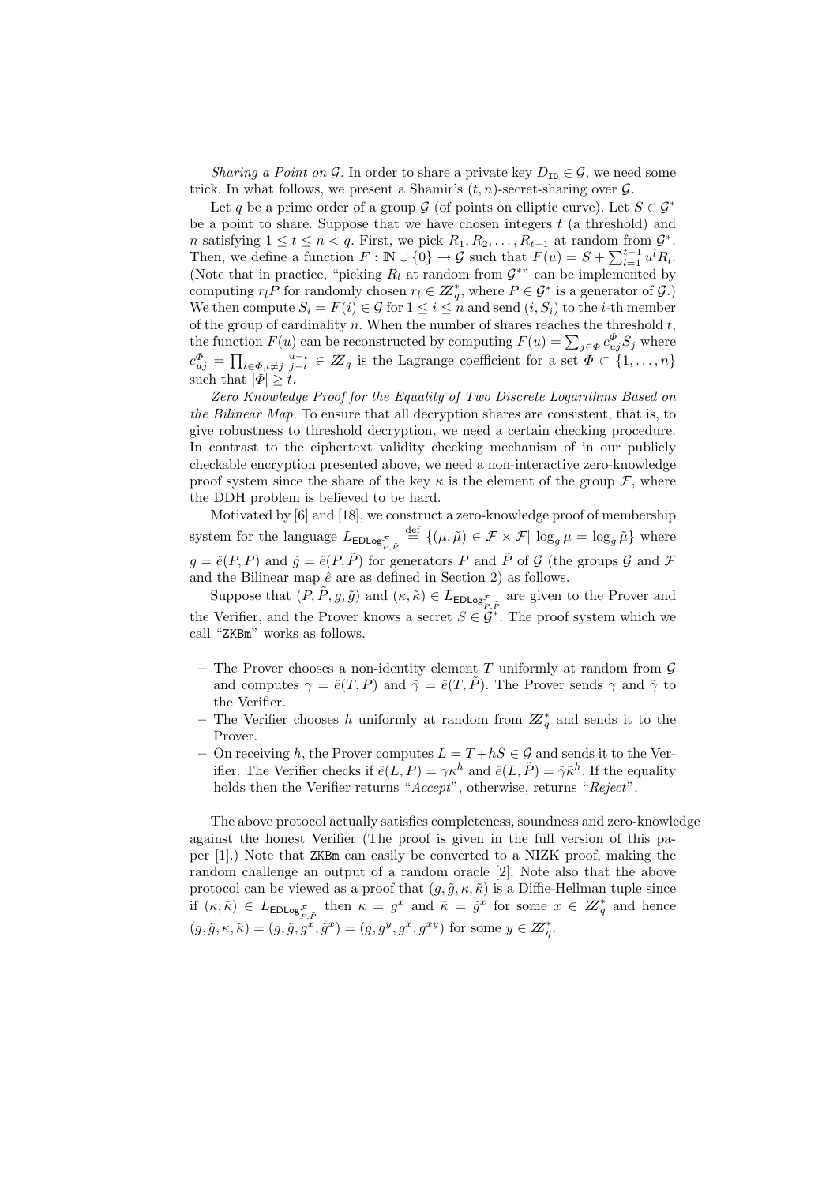*Sharing a Point on $\mathcal{G}$.* In order to share a private key $D_{\mathtt{ID}} \in \mathcal{G}$, we need some trick. In what follows, we present a Shamir's $(t,n)$-secret-sharing over $\mathcal{G}$.

Let $q$ be a prime order of a group $\mathcal{G}$ (of points on elliptic curve). Let $S \in \mathcal{G}^*$ be a point to share. Suppose that we have chosen integers $t$ (a threshold) and $n$ satisfying $1 \le t \le n < q$. First, we pick $R_1, R_2, \ldots, R_{t-1}$ at random from $\mathcal{G}^*$. Then, we define a function $F : \mathbb{N} \cup \{0\} \to \mathcal{G}$ such that $F(u) = S + \sum_{l=1}^{t-1} u^l R_l$. (Note that in practice, "picking $R_l$ at random from $\mathcal{G}^*$" can be implemented by computing $r_l P$ for randomly chosen $r_l \in \mathbb{Z}_q^*$, where $P \in \mathcal{G}^*$ is a generator of $\mathcal{G}$.) We then compute $S_i = F(i) \in \mathcal{G}$ for $1 \le i \le n$ and send $(i, S_i)$ to the $i$-th member of the group of cardinality $n$. When the number of shares reaches the threshold $t$, the function $F(u)$ can be reconstructed by computing $F(u) = \sum_{j \in \Phi} c_{uj}^{\Phi} S_j$ where $c_{uj}^{\Phi} = \prod_{\iota \in \Phi, \iota \ne j} \frac{u - \iota}{j - \iota} \in \mathbb{Z}_q$ is the Lagrange coefficient for a set $\Phi \subset \{1, \ldots, n\}$ such that $|\Phi| \ge t$.

*Zero Knowledge Proof for the Equality of Two Discrete Logarithms Based on the Bilinear Map.* To ensure that all decryption shares are consistent, that is, to give robustness to threshold decryption, we need a certain checking procedure. In contrast to the ciphertext validity checking mechanism of in our publicly checkable encryption presented above, we need a non-interactive zero-knowledge proof system since the share of the key $\kappa$ is the element of the group $\mathcal{F}$, where the DDH problem is believed to be hard.

Motivated by [6] and [18], we construct a zero-knowledge proof of membership system for the language $L_{\mathsf{EDLog}^{\mathcal{F}}_{P,\tilde{P}}} \stackrel{\text{def}}{=} \{(\mu, \tilde{\mu}) \in \mathcal{F} \times \mathcal{F} |\ \log_g \mu = \log_{\tilde{g}} \tilde{\mu}\}$ where $g = \hat{e}(P, P)$ and $\tilde{g} = \hat{e}(P, \tilde{P})$ for generators $P$ and $\tilde{P}$ of $\mathcal{G}$ (the groups $\mathcal{G}$ and $\mathcal{F}$ and the Bilinear map $\hat{e}$ are as defined in Section 2) as follows.

Suppose that $(P, \tilde{P}, g, \tilde{g})$ and $(\kappa, \tilde{\kappa}) \in L_{\mathsf{EDLog}^{\mathcal{F}}_{P,\tilde{P}}}$ are given to the Prover and the Verifier, and the Prover knows a secret $S \in \mathcal{G}^*$. The proof system which we call "ZKBm" works as follows.

- The Prover chooses a non-identity element $T$ uniformly at random from $\mathcal{G}$ and computes $\gamma = \hat{e}(T, P)$ and $\tilde{\gamma} = \hat{e}(T, \tilde{P})$. The Prover sends $\gamma$ and $\tilde{\gamma}$ to the Verifier.
- The Verifier chooses $h$ uniformly at random from $\mathbb{Z}_q^*$ and sends it to the Prover.
- On receiving $h$, the Prover computes $L = T + hS \in \mathcal{G}$ and sends it to the Verifier. The Verifier checks if $\hat{e}(L, P) = \gamma \kappa^h$ and $\hat{e}(L, \tilde{P}) = \tilde{\gamma} \tilde{\kappa}^h$. If the equality holds then the Verifier returns "*Accept*", otherwise, returns "*Reject*".

The above protocol actually satisfies completeness, soundness and zero-knowledge against the honest Verifier (The proof is given in the full version of this paper [1].) Note that ZKBm can easily be converted to a NIZK proof, making the random challenge an output of a random oracle [2]. Note also that the above protocol can be viewed as a proof that $(g, \tilde{g}, \kappa, \tilde{\kappa})$ is a Diffie-Hellman tuple since if $(\kappa, \tilde{\kappa}) \in L_{\mathsf{EDLog}^{\mathcal{F}}_{P,\tilde{P}}}$ then $\kappa = g^x$ and $\tilde{\kappa} = \tilde{g}^x$ for some $x \in \mathbb{Z}_q^*$ and hence $(g, \tilde{g}, \kappa, \tilde{\kappa}) = (g, \tilde{g}, g^x, \tilde{g}^x) = (g, g^y, g^x, g^{xy})$ for some $y \in \mathbb{Z}_q^*$.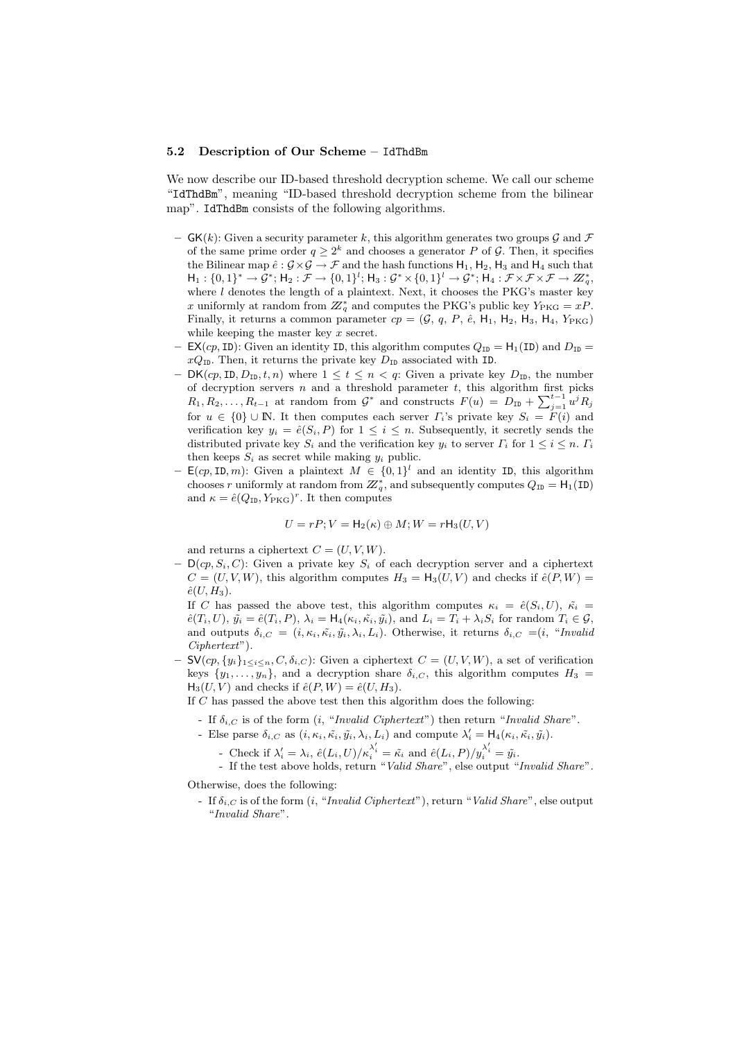### 5.2 Description of Our Scheme – `IdThdBm`

We now describe our ID-based threshold decryption scheme. We call our scheme "`IdThdBm`", meaning "ID-based threshold decryption scheme from the bilinear map". `IdThdBm` consists of the following algorithms.

- $\mathsf{GK}(k)$: Given a security parameter $k$, this algorithm generates two groups $\mathcal{G}$ and $\mathcal{F}$ of the same prime order $q \geq 2^k$ and chooses a generator $P$ of $\mathcal{G}$. Then, it specifies the Bilinear map $\hat{e} : \mathcal{G} \times \mathcal{G} \rightarrow \mathcal{F}$ and the hash functions $\mathsf{H}_1$, $\mathsf{H}_2$, $\mathsf{H}_3$ and $\mathsf{H}_4$ such that $\mathsf{H}_1 : \{0,1\}^* \rightarrow \mathcal{G}^*$; $\mathsf{H}_2 : \mathcal{F} \rightarrow \{0,1\}^l$; $\mathsf{H}_3 : \mathcal{G}^* \times \{0,1\}^l \rightarrow \mathcal{G}^*$; $\mathsf{H}_4 : \mathcal{F} \times \mathcal{F} \times \mathcal{F} \rightarrow \mathbb{Z}_q^*$, where $l$ denotes the length of a plaintext. Next, it chooses the PKG's master key $x$ uniformly at random from $\mathbb{Z}_q^*$ and computes the PKG's public key $Y_{\mathrm{PKG}} = xP$. Finally, it returns a common parameter $cp = (\mathcal{G},\ q,\ P,\ \hat{e},\ \mathsf{H}_1,\ \mathsf{H}_2,\ \mathsf{H}_3,\ \mathsf{H}_4,\ Y_{\mathrm{PKG}})$ while keeping the master key $x$ secret.
- $\mathsf{EX}(cp, \mathtt{ID})$: Given an identity $\mathtt{ID}$, this algorithm computes $Q_{\mathtt{ID}} = \mathsf{H}_1(\mathtt{ID})$ and $D_{\mathtt{ID}} = xQ_{\mathtt{ID}}$. Then, it returns the private key $D_{\mathtt{ID}}$ associated with $\mathtt{ID}$.
- $\mathsf{DK}(cp, \mathtt{ID}, D_{\mathtt{ID}}, t, n)$ where $1 \leq t \leq n < q$: Given a private key $D_{\mathtt{ID}}$, the number of decryption servers $n$ and a threshold parameter $t$, this algorithm first picks $R_1, R_2, \ldots, R_{t-1}$ at random from $\mathcal{G}^*$ and constructs $F(u) = D_{\mathtt{ID}} + \sum_{j=1}^{t-1} u^j R_j$ for $u \in \{0\} \cup \mathbb{N}$. It then computes each server $\Gamma_i$'s private key $S_i = F(i)$ and verification key $y_i = \hat{e}(S_i, P)$ for $1 \leq i \leq n$. Subsequently, it secretly sends the distributed private key $S_i$ and the verification key $y_i$ to server $\Gamma_i$ for $1 \leq i \leq n$. $\Gamma_i$ then keeps $S_i$ as secret while making $y_i$ public.
- $\mathsf{E}(cp, \mathtt{ID}, m)$: Given a plaintext $M \in \{0,1\}^l$ and an identity $\mathtt{ID}$, this algorithm chooses $r$ uniformly at random from $\mathbb{Z}_q^*$, and subsequently computes $Q_{\mathtt{ID}} = \mathsf{H}_1(\mathtt{ID})$ and $\kappa = \hat{e}(Q_{\mathtt{ID}}, Y_{\mathrm{PKG}})^r$. It then computes

$$U = rP; V = \mathsf{H}_2(\kappa) \oplus M; W = r\mathsf{H}_3(U, V)$$

  and returns a ciphertext $C = (U, V, W)$.
- $\mathsf{D}(cp, S_i, C)$: Given a private key $S_i$ of each decryption server and a ciphertext $C = (U, V, W)$, this algorithm computes $H_3 = \mathsf{H}_3(U, V)$ and checks if $\hat{e}(P, W) = \hat{e}(U, H_3)$.
  If $C$ has passed the above test, this algorithm computes $\kappa_i = \hat{e}(S_i, U)$, $\tilde{\kappa_i} = \hat{e}(T_i, U)$, $\tilde{y_i} = \hat{e}(T_i, P)$, $\lambda_i = \mathsf{H}_4(\kappa_i, \tilde{\kappa_i}, \tilde{y_i})$, and $L_i = T_i + \lambda_i S_i$ for random $T_i \in \mathcal{G}$, and outputs $\delta_{i,C} = (i, \kappa_i, \tilde{\kappa_i}, \tilde{y_i}, \lambda_i, L_i)$. Otherwise, it returns $\delta_{i,C} = (i,$ "*Invalid Ciphertext*").
- $\mathsf{SV}(cp, \{y_i\}_{1 \leq i \leq n}, C, \delta_{i,C})$: Given a ciphertext $C = (U, V, W)$, a set of verification keys $\{y_1, \ldots, y_n\}$, and a decryption share $\delta_{i,C}$, this algorithm computes $H_3 = \mathsf{H}_3(U, V)$ and checks if $\hat{e}(P, W) = \hat{e}(U, H_3)$.
  If $C$ has passed the above test then this algorithm does the following:
  - If $\delta_{i,C}$ is of the form $(i,$ "*Invalid Ciphertext*") then return "*Invalid Share*".
  - Else parse $\delta_{i,C}$ as $(i, \kappa_i, \tilde{\kappa_i}, \tilde{y_i}, \lambda_i, L_i)$ and compute $\lambda_i' = \mathsf{H}_4(\kappa_i, \tilde{\kappa_i}, \tilde{y_i})$.
    - Check if $\lambda_i' = \lambda_i$, $\hat{e}(L_i, U)/\kappa_i^{\lambda_i'} = \tilde{\kappa_i}$ and $\hat{e}(L_i, P)/y_i^{\lambda_i'} = \tilde{y_i}$.
    - If the test above holds, return "*Valid Share*", else output "*Invalid Share*".

  Otherwise, does the following:
  - If $\delta_{i,C}$ is of the form $(i,$ "*Invalid Ciphertext*"), return "*Valid Share*", else output "*Invalid Share*".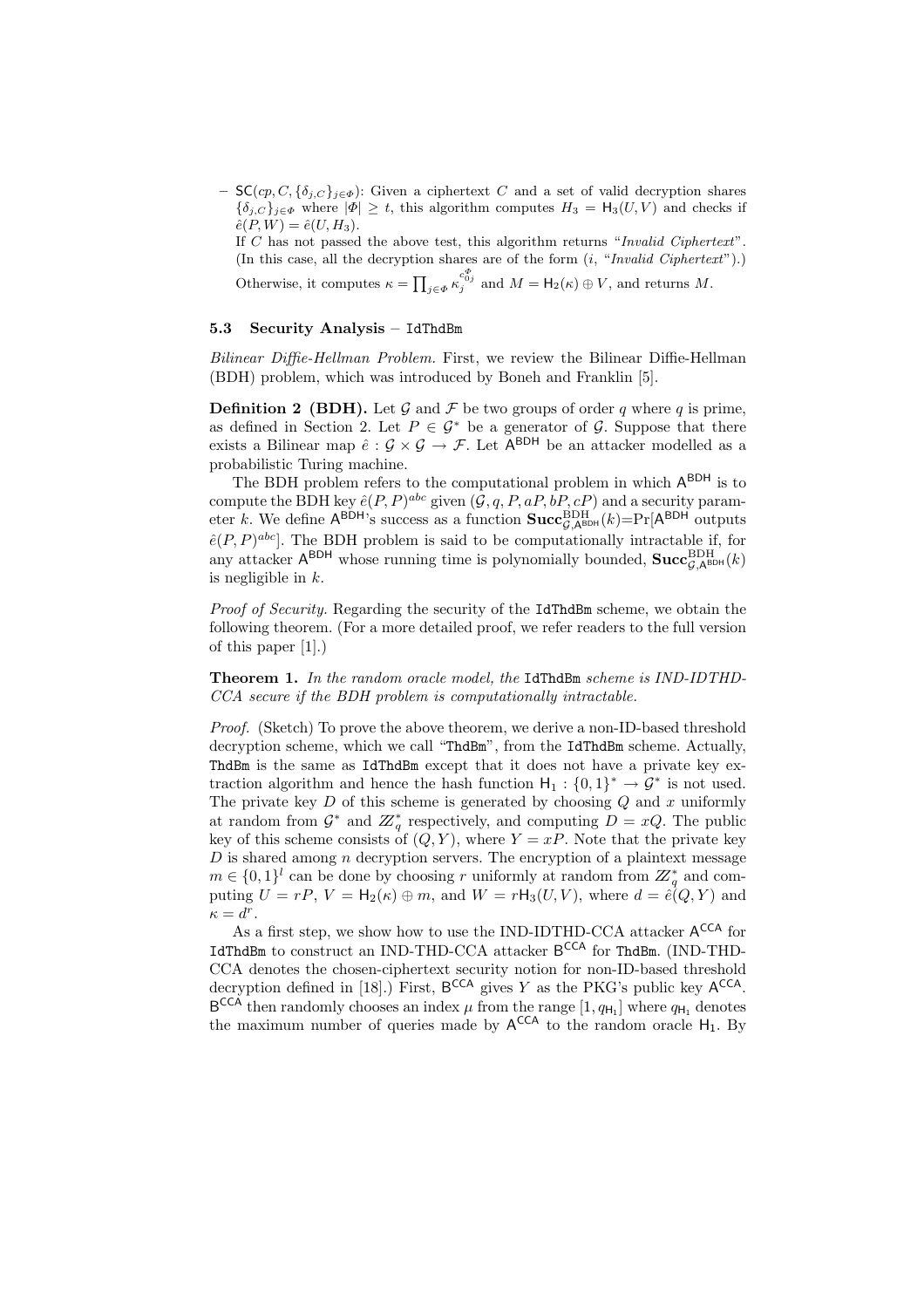– $\mathsf{SC}(cp, C, \{\delta_{j,C}\}_{j \in \Phi})$: Given a ciphertext $C$ and a set of valid decryption shares $\{\delta_{j,C}\}_{j \in \Phi}$ where $|\Phi| \geq t$, this algorithm computes $H_3 = \mathsf{H}_3(U, V)$ and checks if $\hat{e}(P, W) = \hat{e}(U, H_3)$.
  If $C$ has not passed the above test, this algorithm returns "*Invalid Ciphertext*". (In this case, all the decryption shares are of the form $(i,$ "*Invalid Ciphertext*").)
  Otherwise, it computes $\kappa = \prod_{j \in \Phi} \kappa_j^{c_{0j}^{\Phi}}$ and $M = \mathsf{H}_2(\kappa) \oplus V$, and returns $M$.

### 5.3 Security Analysis – IdThdBm

*Bilinear Diffie-Hellman Problem.* First, we review the Bilinear Diffie-Hellman (BDH) problem, which was introduced by Boneh and Franklin [5].

**Definition 2 (BDH).** Let $\mathcal{G}$ and $\mathcal{F}$ be two groups of order $q$ where $q$ is prime, as defined in Section 2. Let $P \in \mathcal{G}^*$ be a generator of $\mathcal{G}$. Suppose that there exists a Bilinear map $\hat{e} : \mathcal{G} \times \mathcal{G} \to \mathcal{F}$. Let $\mathsf{A}^{\mathsf{BDH}}$ be an attacker modelled as a probabilistic Turing machine.

The BDH problem refers to the computational problem in which $\mathsf{A}^{\mathsf{BDH}}$ is to compute the BDH key $\hat{e}(P, P)^{abc}$ given $(\mathcal{G}, q, P, aP, bP, cP)$ and a security parameter $k$. We define $\mathsf{A}^{\mathsf{BDH}}$'s success as a function $\mathbf{Succ}^{\mathrm{BDH}}_{\mathcal{G},\mathsf{A}^{\mathsf{BDH}}}(k) = \Pr[\mathsf{A}^{\mathsf{BDH}}$ outputs $\hat{e}(P, P)^{abc}]$. The BDH problem is said to be computationally intractable if, for any attacker $\mathsf{A}^{\mathsf{BDH}}$ whose running time is polynomially bounded, $\mathbf{Succ}^{\mathrm{BDH}}_{\mathcal{G},\mathsf{A}^{\mathsf{BDH}}}(k)$ is negligible in $k$.

*Proof of Security.* Regarding the security of the IdThdBm scheme, we obtain the following theorem. (For a more detailed proof, we refer readers to the full version of this paper [1].)

**Theorem 1.** *In the random oracle model, the* IdThdBm *scheme is IND-IDTHD-CCA secure if the BDH problem is computationally intractable.*

*Proof.* (Sketch) To prove the above theorem, we derive a non-ID-based threshold decryption scheme, which we call "ThdBm", from the IdThdBm scheme. Actually, ThdBm is the same as IdThdBm except that it does not have a private key extraction algorithm and hence the hash function $\mathsf{H}_1 : \{0, 1\}^* \to \mathcal{G}^*$ is not used. The private key $D$ of this scheme is generated by choosing $Q$ and $x$ uniformly at random from $\mathcal{G}^*$ and $\mathbb{Z}_q^*$ respectively, and computing $D = xQ$. The public key of this scheme consists of $(Q, Y)$, where $Y = xP$. Note that the private key $D$ is shared among $n$ decryption servers. The encryption of a plaintext message $m \in \{0, 1\}^l$ can be done by choosing $r$ uniformly at random from $\mathbb{Z}_q^*$ and computing $U = rP$, $V = \mathsf{H}_2(\kappa) \oplus m$, and $W = r\mathsf{H}_3(U, V)$, where $d = \hat{e}(Q, Y)$ and $\kappa = d^r$.

As a first step, we show how to use the IND-IDTHD-CCA attacker $\mathsf{A}^{\mathsf{CCA}}$ for IdThdBm to construct an IND-THD-CCA attacker $\mathsf{B}^{\mathsf{CCA}}$ for ThdBm. (IND-THD-CCA denotes the chosen-ciphertext security notion for non-ID-based threshold decryption defined in [18].) First, $\mathsf{B}^{\mathsf{CCA}}$ gives $Y$ as the PKG's public key $\mathsf{A}^{\mathsf{CCA}}$. $\mathsf{B}^{\mathsf{CCA}}$ then randomly chooses an index $\mu$ from the range $[1, q_{\mathsf{H}_1}]$ where $q_{\mathsf{H}_1}$ denotes the maximum number of queries made by $\mathsf{A}^{\mathsf{CCA}}$ to the random oracle $\mathsf{H}_1$. By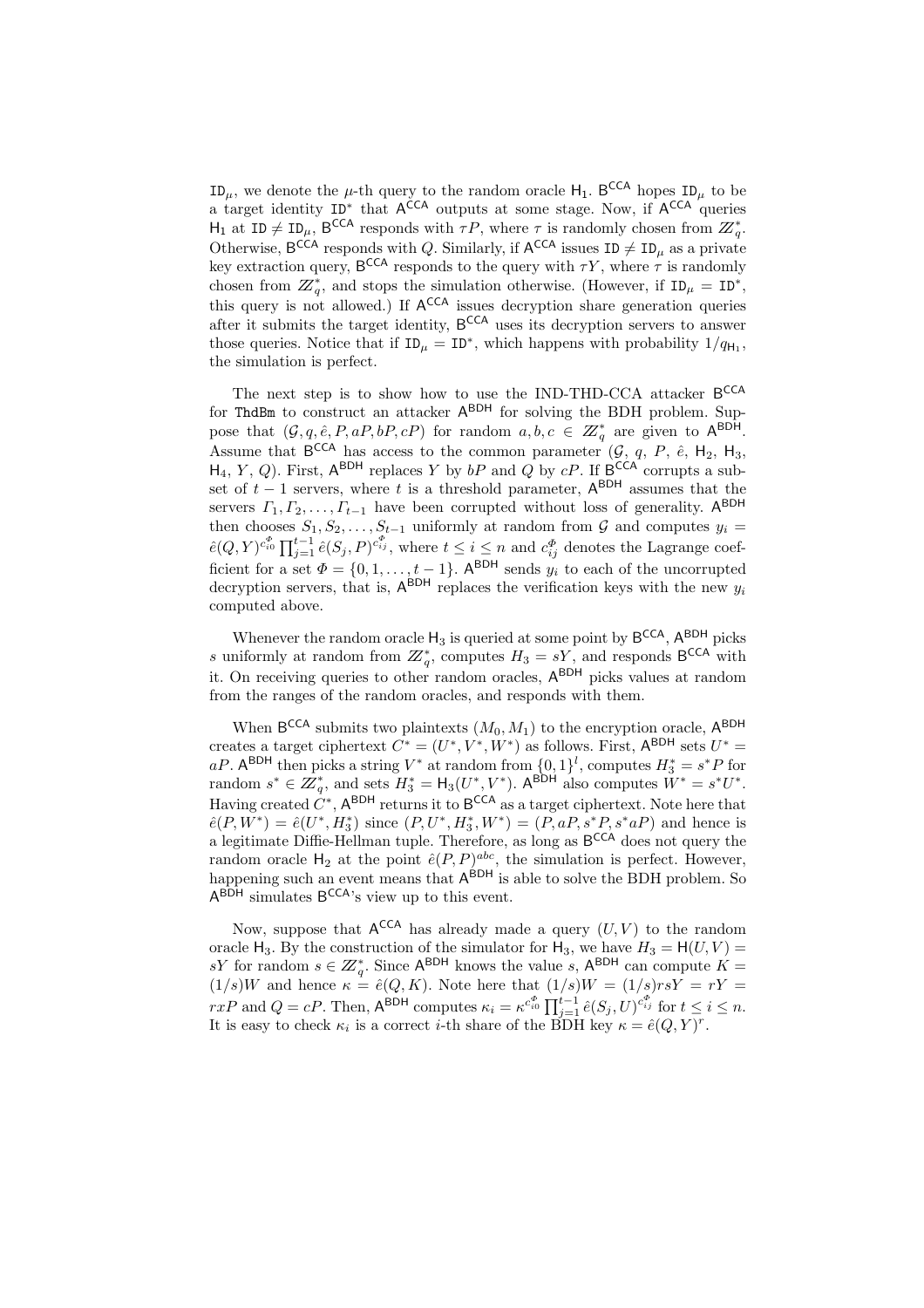$\mathtt{ID}_\mu$, we denote the $\mu$-th query to the random oracle $\mathsf{H}_1$. $\mathsf{B}^{\mathsf{CCA}}$ hopes $\mathtt{ID}_\mu$ to be a target identity $\mathtt{ID}^*$ that $\mathsf{A}^{\mathsf{CCA}}$ outputs at some stage. Now, if $\mathsf{A}^{\mathsf{CCA}}$ queries $\mathsf{H}_1$ at $\mathtt{ID} \neq \mathtt{ID}_\mu$, $\mathsf{B}^{\mathsf{CCA}}$ responds with $\tau P$, where $\tau$ is randomly chosen from $\mathbb{Z}_q^*$. Otherwise, $\mathsf{B}^{\mathsf{CCA}}$ responds with $Q$. Similarly, if $\mathsf{A}^{\mathsf{CCA}}$ issues $\mathtt{ID} \neq \mathtt{ID}_\mu$ as a private key extraction query, $\mathsf{B}^{\mathsf{CCA}}$ responds to the query with $\tau Y$, where $\tau$ is randomly chosen from $\mathbb{Z}_q^*$, and stops the simulation otherwise. (However, if $\mathtt{ID}_\mu = \mathtt{ID}^*$, this query is not allowed.) If $\mathsf{A}^{\mathsf{CCA}}$ issues decryption share generation queries after it submits the target identity, $\mathsf{B}^{\mathsf{CCA}}$ uses its decryption servers to answer those queries. Notice that if $\mathtt{ID}_\mu = \mathtt{ID}^*$, which happens with probability $1/q_{\mathsf{H}_1}$, the simulation is perfect.

The next step is to show how to use the IND-THD-CCA attacker $\mathsf{B}^{\mathsf{CCA}}$ for $\mathtt{ThdBm}$ to construct an attacker $\mathsf{A}^{\mathsf{BDH}}$ for solving the BDH problem. Suppose that $(\mathcal{G}, q, \hat{e}, P, aP, bP, cP)$ for random $a, b, c \in \mathbb{Z}_q^*$ are given to $\mathsf{A}^{\mathsf{BDH}}$. Assume that $\mathsf{B}^{\mathsf{CCA}}$ has access to the common parameter $(\mathcal{G}, q, P, \hat{e}, \mathsf{H}_2, \mathsf{H}_3, \mathsf{H}_4, Y, Q)$. First, $\mathsf{A}^{\mathsf{BDH}}$ replaces $Y$ by $bP$ and $Q$ by $cP$. If $\mathsf{B}^{\mathsf{CCA}}$ corrupts a subset of $t-1$ servers, where $t$ is a threshold parameter, $\mathsf{A}^{\mathsf{BDH}}$ assumes that the servers $\Gamma_1, \Gamma_2, \ldots, \Gamma_{t-1}$ have been corrupted without loss of generality. $\mathsf{A}^{\mathsf{BDH}}$ then chooses $S_1, S_2, \ldots, S_{t-1}$ uniformly at random from $\mathcal{G}$ and computes $y_i = \hat{e}(Q, Y)^{c_{i0}^{\Phi}} \prod_{j=1}^{t-1} \hat{e}(S_j, P)^{c_{ij}^{\Phi}}$, where $t \leq i \leq n$ and $c_{ij}^{\Phi}$ denotes the Lagrange coefficient for a set $\Phi = \{0, 1, \ldots, t-1\}$. $\mathsf{A}^{\mathsf{BDH}}$ sends $y_i$ to each of the uncorrupted decryption servers, that is, $\mathsf{A}^{\mathsf{BDH}}$ replaces the verification keys with the new $y_i$ computed above.

Whenever the random oracle $\mathsf{H}_3$ is queried at some point by $\mathsf{B}^{\mathsf{CCA}}$, $\mathsf{A}^{\mathsf{BDH}}$ picks $s$ uniformly at random from $\mathbb{Z}_q^*$, computes $H_3 = sY$, and responds $\mathsf{B}^{\mathsf{CCA}}$ with it. On receiving queries to other random oracles, $\mathsf{A}^{\mathsf{BDH}}$ picks values at random from the ranges of the random oracles, and responds with them.

When $\mathsf{B}^{\mathsf{CCA}}$ submits two plaintexts $(M_0, M_1)$ to the encryption oracle, $\mathsf{A}^{\mathsf{BDH}}$ creates a target ciphertext $C^* = (U^*, V^*, W^*)$ as follows. First, $\mathsf{A}^{\mathsf{BDH}}$ sets $U^* = aP$. $\mathsf{A}^{\mathsf{BDH}}$ then picks a string $V^*$ at random from $\{0,1\}^l$, computes $H_3^* = s^*P$ for random $s^* \in \mathbb{Z}_q^*$, and sets $H_3^* = \mathsf{H}_3(U^*, V^*)$. $\mathsf{A}^{\mathsf{BDH}}$ also computes $W^* = s^*U^*$. Having created $C^*$, $\mathsf{A}^{\mathsf{BDH}}$ returns it to $\mathsf{B}^{\mathsf{CCA}}$ as a target ciphertext. Note here that $\hat{e}(P, W^*) = \hat{e}(U^*, H_3^*)$ since $(P, U^*, H_3^*, W^*) = (P, aP, s^*P, s^*aP)$ and hence is a legitimate Diffie-Hellman tuple. Therefore, as long as $\mathsf{B}^{\mathsf{CCA}}$ does not query the random oracle $\mathsf{H}_2$ at the point $\hat{e}(P,P)^{abc}$, the simulation is perfect. However, happening such an event means that $\mathsf{A}^{\mathsf{BDH}}$ is able to solve the BDH problem. So $\mathsf{A}^{\mathsf{BDH}}$ simulates $\mathsf{B}^{\mathsf{CCA}}$'s view up to this event.

Now, suppose that $\mathsf{A}^{\mathsf{CCA}}$ has already made a query $(U, V)$ to the random oracle $\mathsf{H}_3$. By the construction of the simulator for $\mathsf{H}_3$, we have $H_3 = \mathsf{H}(U, V) = sY$ for random $s \in \mathbb{Z}_q^*$. Since $\mathsf{A}^{\mathsf{BDH}}$ knows the value $s$, $\mathsf{A}^{\mathsf{BDH}}$ can compute $K = (1/s)W$ and hence $\kappa = \hat{e}(Q, K)$. Note here that $(1/s)W = (1/s)rsY = rY = rxP$ and $Q = cP$. Then, $\mathsf{A}^{\mathsf{BDH}}$ computes $\kappa_i = \kappa^{c_{i0}^{\Phi}} \prod_{j=1}^{t-1} \hat{e}(S_j, U)^{c_{ij}^{\Phi}}$ for $t \leq i \leq n$. It is easy to check $\kappa_i$ is a correct $i$-th share of the BDH key $\kappa = \hat{e}(Q, Y)^r$.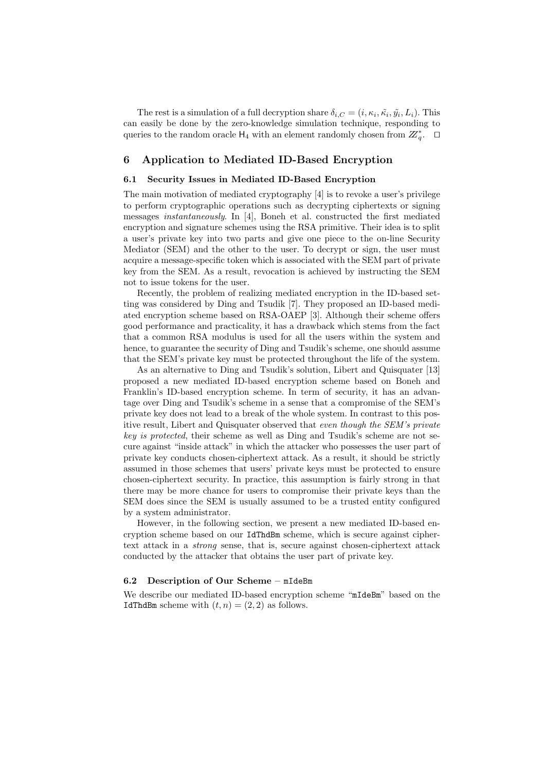The rest is a simulation of a full decryption share $\delta_{i,C} = (i, \kappa_i, \tilde{\kappa_i}, \tilde{y_i}, L_i)$. This can easily be done by the zero-knowledge simulation technique, responding to queries to the random oracle $\mathsf{H}_4$ with an element randomly chosen from $\mathbb{Z}_q^*$. □

## 6 Application to Mediated ID-Based Encryption

### 6.1 Security Issues in Mediated ID-Based Encryption

The main motivation of mediated cryptography [4] is to revoke a user's privilege to perform cryptographic operations such as decrypting ciphertexts or signing messages *instantaneously*. In [4], Boneh et al. constructed the first mediated encryption and signature schemes using the RSA primitive. Their idea is to split a user's private key into two parts and give one piece to the on-line Security Mediator (SEM) and the other to the user. To decrypt or sign, the user must acquire a message-specific token which is associated with the SEM part of private key from the SEM. As a result, revocation is achieved by instructing the SEM not to issue tokens for the user.

Recently, the problem of realizing mediated encryption in the ID-based setting was considered by Ding and Tsudik [7]. They proposed an ID-based mediated encryption scheme based on RSA-OAEP [3]. Although their scheme offers good performance and practicality, it has a drawback which stems from the fact that a common RSA modulus is used for all the users within the system and hence, to guarantee the security of Ding and Tsudik's scheme, one should assume that the SEM's private key must be protected throughout the life of the system.

As an alternative to Ding and Tsudik's solution, Libert and Quisquater [13] proposed a new mediated ID-based encryption scheme based on Boneh and Franklin's ID-based encryption scheme. In term of security, it has an advantage over Ding and Tsudik's scheme in a sense that a compromise of the SEM's private key does not lead to a break of the whole system. In contrast to this positive result, Libert and Quisquater observed that *even though the SEM's private key is protected*, their scheme as well as Ding and Tsudik's scheme are not secure against "inside attack" in which the attacker who possesses the user part of private key conducts chosen-ciphertext attack. As a result, it should be strictly assumed in those schemes that users' private keys must be protected to ensure chosen-ciphertext security. In practice, this assumption is fairly strong in that there may be more chance for users to compromise their private keys than the SEM does since the SEM is usually assumed to be a trusted entity configured by a system administrator.

However, in the following section, we present a new mediated ID-based encryption scheme based on our `IdThdBm` scheme, which is secure against ciphertext attack in a *strong* sense, that is, secure against chosen-ciphertext attack conducted by the attacker that obtains the user part of private key.

### 6.2 Description of Our Scheme – `mIdeBm`

We describe our mediated ID-based encryption scheme "`mIdeBm`" based on the `IdThdBm` scheme with $(t, n) = (2, 2)$ as follows.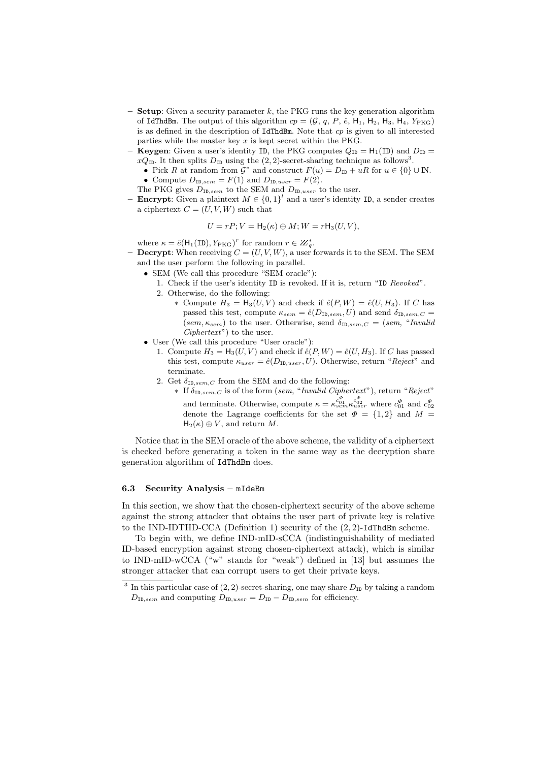- **Setup**: Given a security parameter $k$, the PKG runs the key generation algorithm of IdThdBm. The output of this algorithm $cp = (\mathcal{G}, q, P, \hat{e}, \mathsf{H}_1, \mathsf{H}_2, \mathsf{H}_3, \mathsf{H}_4, Y_{\text{PKG}})$ is as defined in the description of IdThdBm. Note that $cp$ is given to all interested parties while the master key $x$ is kept secret within the PKG.
- **Keygen**: Given a user's identity ID, the PKG computes $Q_{\texttt{ID}} = \mathsf{H}_1(\texttt{ID})$ and $D_{\texttt{ID}} = xQ_{\texttt{ID}}$. It then splits $D_{\texttt{ID}}$ using the $(2,2)$-secret-sharing technique as follows[3].
  - Pick $R$ at random from $\mathcal{G}^*$ and construct $F(u) = D_{\texttt{ID}} + uR$ for $u \in \{0\} \cup \mathbb{N}$.
  - Compute $D_{\texttt{ID},sem} = F(1)$ and $D_{\texttt{ID},user} = F(2)$.

  The PKG gives $D_{\texttt{ID},sem}$ to the SEM and $D_{\texttt{ID},user}$ to the user.
- **Encrypt**: Given a plaintext $M \in \{0,1\}^l$ and a user's identity ID, a sender creates a ciphertext $C = (U, V, W)$ such that

$$U = rP; V = \mathsf{H}_2(\kappa) \oplus M; W = r\mathsf{H}_3(U, V),$$

  where $\kappa = \hat{e}(\mathsf{H}_1(\texttt{ID}), Y_{\text{PKG}})^r$ for random $r \in \mathbb{Z}_q^*$.
- **Decrypt**: When receiving $C = (U, V, W)$, a user forwards it to the SEM. The SEM and the user perform the following in parallel.
  - SEM (We call this procedure "SEM oracle"):
    1. Check if the user's identity ID is revoked. If it is, return "ID *Revoked*".
    2. Otherwise, do the following:
       * Compute $H_3 = \mathsf{H}_3(U, V)$ and check if $\hat{e}(P, W) = \hat{e}(U, H_3)$. If $C$ has passed this test, compute $\kappa_{sem} = \hat{e}(D_{\texttt{ID},sem}, U)$ and send $\delta_{\texttt{ID},sem,C} = (sem, \kappa_{sem})$ to the user. Otherwise, send $\delta_{\texttt{ID},sem,C} = (sem,$ "*Invalid Ciphertext*") to the user.
  - User (We call this procedure "User oracle"):
    1. Compute $H_3 = \mathsf{H}_3(U, V)$ and check if $\hat{e}(P, W) = \hat{e}(U, H_3)$. If $C$ has passed this test, compute $\kappa_{user} = \hat{e}(D_{\texttt{ID},user}, U)$. Otherwise, return "*Reject*" and terminate.
    2. Get $\delta_{\texttt{ID},sem,C}$ from the SEM and do the following:
       * If $\delta_{\texttt{ID},sem,C}$ is of the form $(sem,$ "*Invalid Ciphertext*"), return "*Reject*" and terminate. Otherwise, compute $\kappa = \kappa_{sem}^{c_{01}^{\Phi}} \kappa_{user}^{c_{02}^{\Phi}}$ where $c_{01}^{\Phi}$ and $c_{02}^{\Phi}$ denote the Lagrange coefficients for the set $\Phi = \{1, 2\}$ and $M = \mathsf{H}_2(\kappa) \oplus V$, and return $M$.

Notice that in the SEM oracle of the above scheme, the validity of a ciphertext is checked before generating a token in the same way as the decryption share generation algorithm of IdThdBm does.

### 6.3 Security Analysis – mIdeBm

In this section, we show that the chosen-ciphertext security of the above scheme against the strong attacker that obtains the user part of private key is relative to the IND-IDTHD-CCA (Definition 1) security of the $(2,2)$-IdThdBm scheme.

To begin with, we define IND-mID-sCCA (indistinguishability of mediated ID-based encryption against strong chosen-ciphertext attack), which is similar to IND-mID-wCCA ("w" stands for "weak") defined in [13] but assumes the stronger attacker that can corrupt users to get their private keys.

---

[3] In this particular case of $(2,2)$-secret-sharing, one may share $D_{\texttt{ID}}$ by taking a random $D_{\texttt{ID},sem}$ and computing $D_{\texttt{ID},user} = D_{\texttt{ID}} - D_{\texttt{ID},sem}$ for efficiency.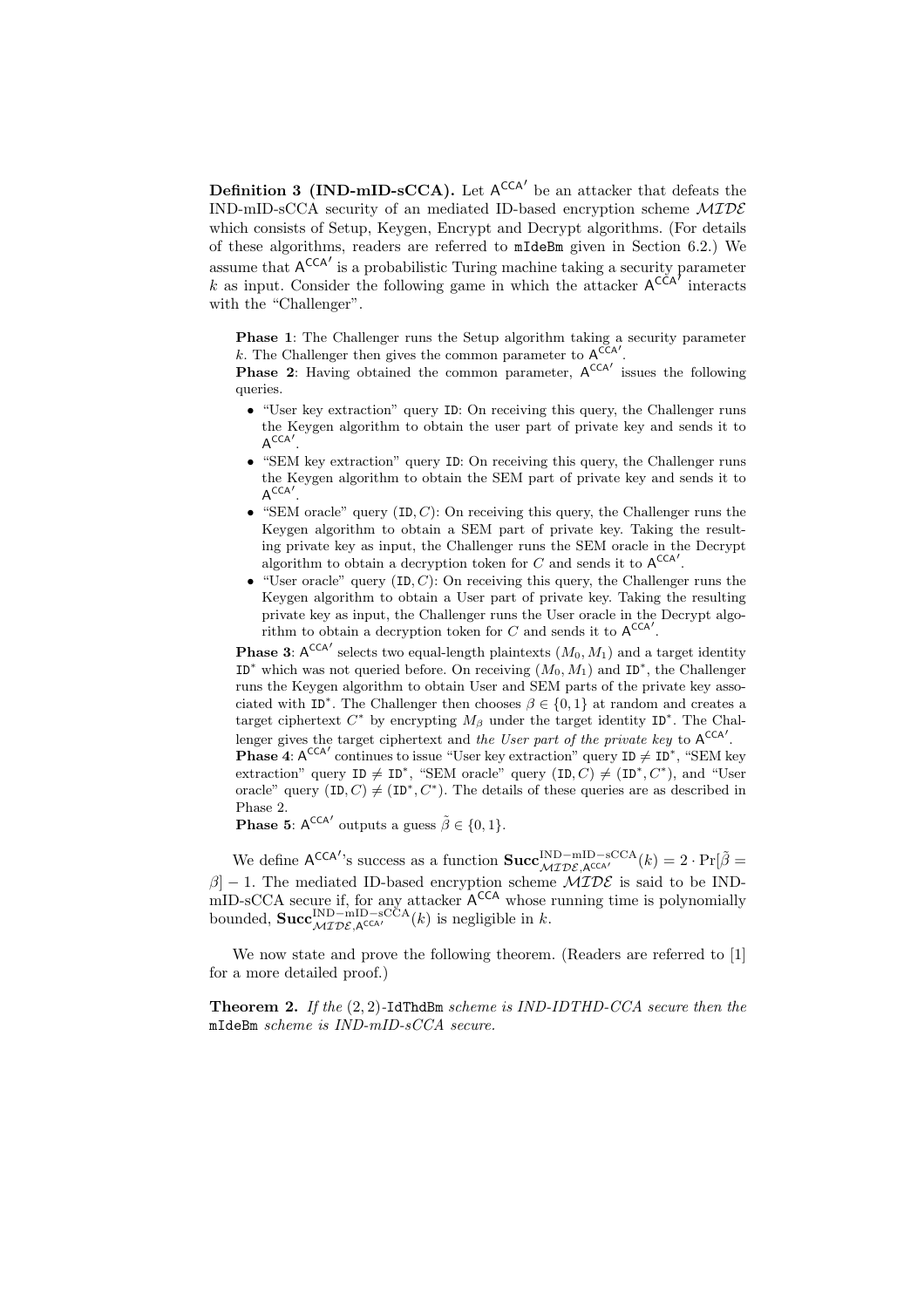**Definition 3 (IND-mID-sCCA).** Let $\mathsf{A}^{\mathsf{CCA}'}$ be an attacker that defeats the IND-mID-sCCA security of an mediated ID-based encryption scheme $\mathcal{MIDE}$ which consists of Setup, Keygen, Encrypt and Decrypt algorithms. (For details of these algorithms, readers are referred to `mIdeBm` given in Section 6.2.) We assume that $\mathsf{A}^{\mathsf{CCA}'}$ is a probabilistic Turing machine taking a security parameter $k$ as input. Consider the following game in which the attacker $\mathsf{A}^{\mathsf{CCA}'}$ interacts with the "Challenger".

**Phase 1**: The Challenger runs the Setup algorithm taking a security parameter $k$. The Challenger then gives the common parameter to $\mathsf{A}^{\mathsf{CCA}'}$.
**Phase 2**: Having obtained the common parameter, $\mathsf{A}^{\mathsf{CCA}'}$ issues the following queries.

- "User key extraction" query `ID`: On receiving this query, the Challenger runs the Keygen algorithm to obtain the user part of private key and sends it to $\mathsf{A}^{\mathsf{CCA}'}$.
- "SEM key extraction" query `ID`: On receiving this query, the Challenger runs the Keygen algorithm to obtain the SEM part of private key and sends it to $\mathsf{A}^{\mathsf{CCA}'}$.
- "SEM oracle" query $(\mathtt{ID}, C)$: On receiving this query, the Challenger runs the Keygen algorithm to obtain a SEM part of private key. Taking the resulting private key as input, the Challenger runs the SEM oracle in the Decrypt algorithm to obtain a decryption token for $C$ and sends it to $\mathsf{A}^{\mathsf{CCA}'}$.
- "User oracle" query $(\mathtt{ID}, C)$: On receiving this query, the Challenger runs the Keygen algorithm to obtain a User part of private key. Taking the resulting private key as input, the Challenger runs the User oracle in the Decrypt algorithm to obtain a decryption token for $C$ and sends it to $\mathsf{A}^{\mathsf{CCA}'}$.

**Phase 3**: $\mathsf{A}^{\mathsf{CCA}'}$ selects two equal-length plaintexts $(M_0, M_1)$ and a target identity $\mathtt{ID}^*$ which was not queried before. On receiving $(M_0, M_1)$ and $\mathtt{ID}^*$, the Challenger runs the Keygen algorithm to obtain User and SEM parts of the private key associated with $\mathtt{ID}^*$. The Challenger then chooses $\beta \in \{0, 1\}$ at random and creates a target ciphertext $C^*$ by encrypting $M_\beta$ under the target identity $\mathtt{ID}^*$. The Challenger gives the target ciphertext and *the User part of the private key* to $\mathsf{A}^{\mathsf{CCA}'}$.
**Phase 4**: $\mathsf{A}^{\mathsf{CCA}'}$ continues to issue "User key extraction" query $\mathtt{ID} \neq \mathtt{ID}^*$, "SEM key extraction" query $\mathtt{ID} \neq \mathtt{ID}^*$, "SEM oracle" query $(\mathtt{ID}, C) \neq (\mathtt{ID}^*, C^*)$, and "User oracle" query $(\mathtt{ID}, C) \neq (\mathtt{ID}^*, C^*)$. The details of these queries are as described in Phase 2.
**Phase 5**: $\mathsf{A}^{\mathsf{CCA}'}$ outputs a guess $\tilde{\beta} \in \{0, 1\}$.

We define $\mathsf{A}^{\mathsf{CCA}'}$'s success as a function $\mathbf{Succ}^{\mathrm{IND-mID-sCCA}}_{\mathcal{MIDE}, \mathsf{A}^{\mathsf{CCA}'}}(k) = 2 \cdot \Pr[\tilde{\beta} = \beta] - 1$. The mediated ID-based encryption scheme $\mathcal{MIDE}$ is said to be IND-mID-sCCA secure if, for any attacker $\mathsf{A}^{\mathsf{CCA}}$ whose running time is polynomially bounded, $\mathbf{Succ}^{\mathrm{IND-mID-sCCA}}_{\mathcal{MIDE}, \mathsf{A}^{\mathsf{CCA}'}}(k)$ is negligible in $k$.

We now state and prove the following theorem. (Readers are referred to [1] for a more detailed proof.)

**Theorem 2.** *If the* $(2, 2)$-`IdThdBm` *scheme is IND-IDTHD-CCA secure then the* `mIdeBm` *scheme is IND-mID-sCCA secure.*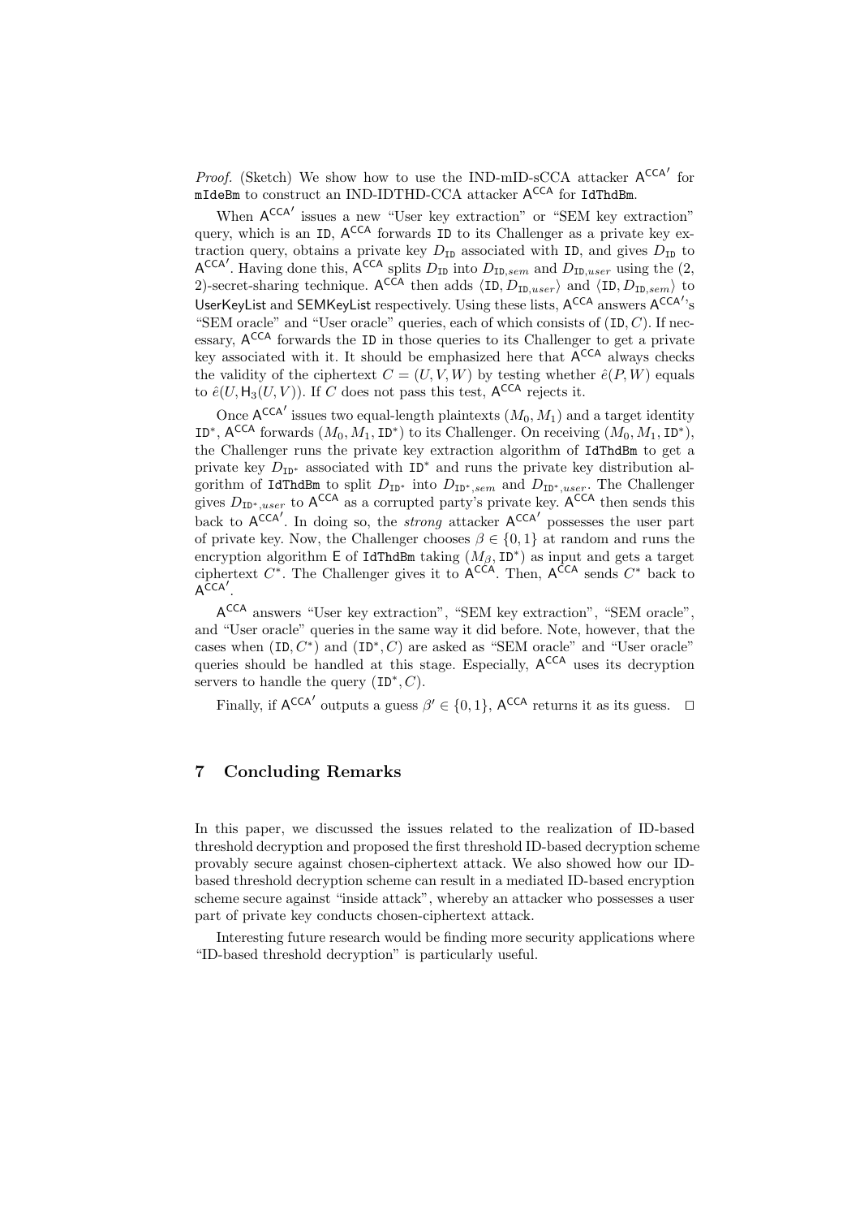*Proof.* (Sketch) We show how to use the IND-mID-sCCA attacker $\mathsf{A}^{\mathsf{CCA}'}$ for mIdeBm to construct an IND-IDTHD-CCA attacker $\mathsf{A}^{\mathsf{CCA}}$ for IdThdBm.

When $\mathsf{A}^{\mathsf{CCA}'}$ issues a new "User key extraction" or "SEM key extraction" query, which is an ID, $\mathsf{A}^{\mathsf{CCA}}$ forwards ID to its Challenger as a private key extraction query, obtains a private key $D_{\mathtt{ID}}$ associated with ID, and gives $D_{\mathtt{ID}}$ to $\mathsf{A}^{\mathsf{CCA}'}$. Having done this, $\mathsf{A}^{\mathsf{CCA}}$ splits $D_{\mathtt{ID}}$ into $D_{\mathtt{ID},sem}$ and $D_{\mathtt{ID},user}$ using the (2, 2)-secret-sharing technique. $\mathsf{A}^{\mathsf{CCA}}$ then adds $\langle \mathtt{ID}, D_{\mathtt{ID},user}\rangle$ and $\langle \mathtt{ID}, D_{\mathtt{ID},sem}\rangle$ to UserKeyList and SEMKeyList respectively. Using these lists, $\mathsf{A}^{\mathsf{CCA}}$ answers $\mathsf{A}^{\mathsf{CCA}'}$'s "SEM oracle" and "User oracle" queries, each of which consists of $(\mathtt{ID}, C)$. If necessary, $\mathsf{A}^{\mathsf{CCA}}$ forwards the ID in those queries to its Challenger to get a private key associated with it. It should be emphasized here that $\mathsf{A}^{\mathsf{CCA}}$ always checks the validity of the ciphertext $C = (U, V, W)$ by testing whether $\hat{e}(P, W)$ equals to $\hat{e}(U, \mathsf{H}_3(U, V))$. If $C$ does not pass this test, $\mathsf{A}^{\mathsf{CCA}}$ rejects it.

Once $\mathsf{A}^{\mathsf{CCA}'}$ issues two equal-length plaintexts $(M_0, M_1)$ and a target identity $\mathtt{ID}^*$, $\mathsf{A}^{\mathsf{CCA}}$ forwards $(M_0, M_1, \mathtt{ID}^*)$ to its Challenger. On receiving $(M_0, M_1, \mathtt{ID}^*)$, the Challenger runs the private key extraction algorithm of IdThdBm to get a private key $D_{\mathtt{ID}^*}$ associated with $\mathtt{ID}^*$ and runs the private key distribution algorithm of IdThdBm to split $D_{\mathtt{ID}^*}$ into $D_{\mathtt{ID}^*,sem}$ and $D_{\mathtt{ID}^*,user}$. The Challenger gives $D_{\mathtt{ID}^*,user}$ to $\mathsf{A}^{\mathsf{CCA}}$ as a corrupted party's private key. $\mathsf{A}^{\mathsf{CCA}}$ then sends this back to $\mathsf{A}^{\mathsf{CCA}'}$. In doing so, the *strong* attacker $\mathsf{A}^{\mathsf{CCA}'}$ possesses the user part of private key. Now, the Challenger chooses $\beta \in \{0, 1\}$ at random and runs the encryption algorithm $\mathsf{E}$ of IdThdBm taking $(M_\beta, \mathtt{ID}^*)$ as input and gets a target ciphertext $C^*$. The Challenger gives it to $\mathsf{A}^{\mathsf{CCA}}$. Then, $\mathsf{A}^{\mathsf{CCA}}$ sends $C^*$ back to $\mathsf{A}^{\mathsf{CCA}'}$.

$\mathsf{A}^{\mathsf{CCA}}$ answers "User key extraction", "SEM key extraction", "SEM oracle", and "User oracle" queries in the same way it did before. Note, however, that the cases when $(\mathtt{ID}, C^*)$ and $(\mathtt{ID}^*, C)$ are asked as "SEM oracle" and "User oracle" queries should be handled at this stage. Especially, $\mathsf{A}^{\mathsf{CCA}}$ uses its decryption servers to handle the query $(\mathtt{ID}^*, C)$.

Finally, if $\mathsf{A}^{\mathsf{CCA}'}$ outputs a guess $\beta' \in \{0, 1\}$, $\mathsf{A}^{\mathsf{CCA}}$ returns it as its guess. □

## 7 Concluding Remarks

In this paper, we discussed the issues related to the realization of ID-based threshold decryption and proposed the first threshold ID-based decryption scheme provably secure against chosen-ciphertext attack. We also showed how our ID-based threshold decryption scheme can result in a mediated ID-based encryption scheme secure against "inside attack", whereby an attacker who possesses a user part of private key conducts chosen-ciphertext attack.

Interesting future research would be finding more security applications where "ID-based threshold decryption" is particularly useful.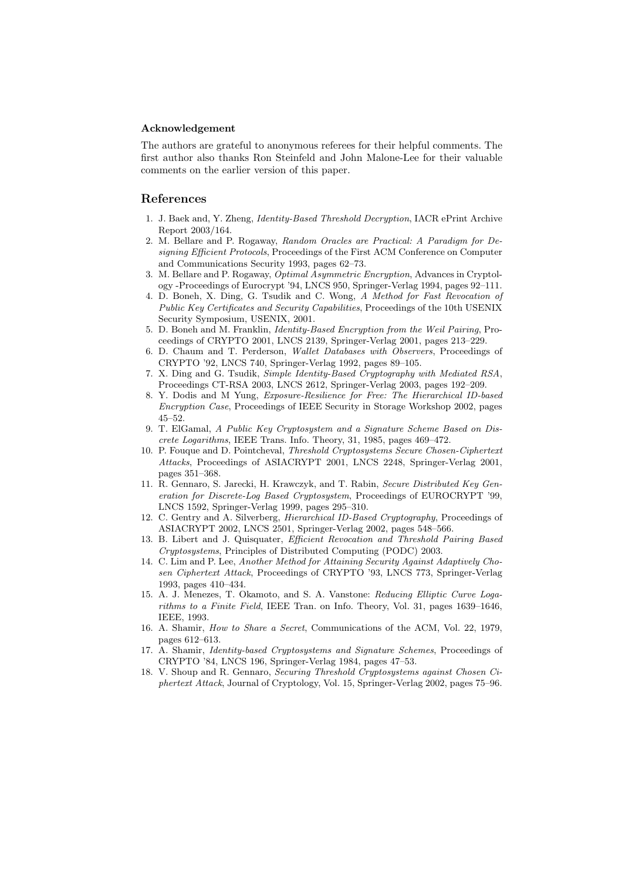### Acknowledgement

The authors are grateful to anonymous referees for their helpful comments. The first author also thanks Ron Steinfeld and John Malone-Lee for their valuable comments on the earlier version of this paper.

## References

1. J. Baek and, Y. Zheng, *Identity-Based Threshold Decryption*, IACR ePrint Archive Report 2003/164.
2. M. Bellare and P. Rogaway, *Random Oracles are Practical: A Paradigm for Designing Efficient Protocols*, Proceedings of the First ACM Conference on Computer and Communications Security 1993, pages 62–73.
3. M. Bellare and P. Rogaway, *Optimal Asymmetric Encryption*, Advances in Cryptology -Proceedings of Eurocrypt '94, LNCS 950, Springer-Verlag 1994, pages 92–111.
4. D. Boneh, X. Ding, G. Tsudik and C. Wong, *A Method for Fast Revocation of Public Key Certificates and Security Capabilities*, Proceedings of the 10th USENIX Security Symposium, USENIX, 2001.
5. D. Boneh and M. Franklin, *Identity-Based Encryption from the Weil Pairing*, Proceedings of CRYPTO 2001, LNCS 2139, Springer-Verlag 2001, pages 213–229.
6. D. Chaum and T. Perderson, *Wallet Databases with Observers*, Proceedings of CRYPTO '92, LNCS 740, Springer-Verlag 1992, pages 89–105.
7. X. Ding and G. Tsudik, *Simple Identity-Based Cryptography with Mediated RSA*, Proceedings CT-RSA 2003, LNCS 2612, Springer-Verlag 2003, pages 192–209.
8. Y. Dodis and M Yung, *Exposure-Resilience for Free: The Hierarchical ID-based Encryption Case*, Proceedings of IEEE Security in Storage Workshop 2002, pages 45–52.
9. T. ElGamal, *A Public Key Cryptosystem and a Signature Scheme Based on Discrete Logarithms*, IEEE Trans. Info. Theory, 31, 1985, pages 469–472.
10. P. Fouque and D. Pointcheval, *Threshold Cryptosystems Secure Chosen-Ciphertext Attacks*, Proceedings of ASIACRYPT 2001, LNCS 2248, Springer-Verlag 2001, pages 351–368.
11. R. Gennaro, S. Jarecki, H. Krawczyk, and T. Rabin, *Secure Distributed Key Generation for Discrete-Log Based Cryptosystem*, Proceedings of EUROCRYPT '99, LNCS 1592, Springer-Verlag 1999, pages 295–310.
12. C. Gentry and A. Silverberg, *Hierarchical ID-Based Cryptography*, Proceedings of ASIACRYPT 2002, LNCS 2501, Springer-Verlag 2002, pages 548–566.
13. B. Libert and J. Quisquater, *Efficient Revocation and Threshold Pairing Based Cryptosystems*, Principles of Distributed Computing (PODC) 2003.
14. C. Lim and P. Lee, *Another Method for Attaining Security Against Adaptively Chosen Ciphertext Attack*, Proceedings of CRYPTO '93, LNCS 773, Springer-Verlag 1993, pages 410–434.
15. A. J. Menezes, T. Okamoto, and S. A. Vanstone: *Reducing Elliptic Curve Logarithms to a Finite Field*, IEEE Tran. on Info. Theory, Vol. 31, pages 1639–1646, IEEE, 1993.
16. A. Shamir, *How to Share a Secret*, Communications of the ACM, Vol. 22, 1979, pages 612–613.
17. A. Shamir, *Identity-based Cryptosystems and Signature Schemes*, Proceedings of CRYPTO '84, LNCS 196, Springer-Verlag 1984, pages 47–53.
18. V. Shoup and R. Gennaro, *Securing Threshold Cryptosystems against Chosen Ciphertext Attack*, Journal of Cryptology, Vol. 15, Springer-Verlag 2002, pages 75–96.